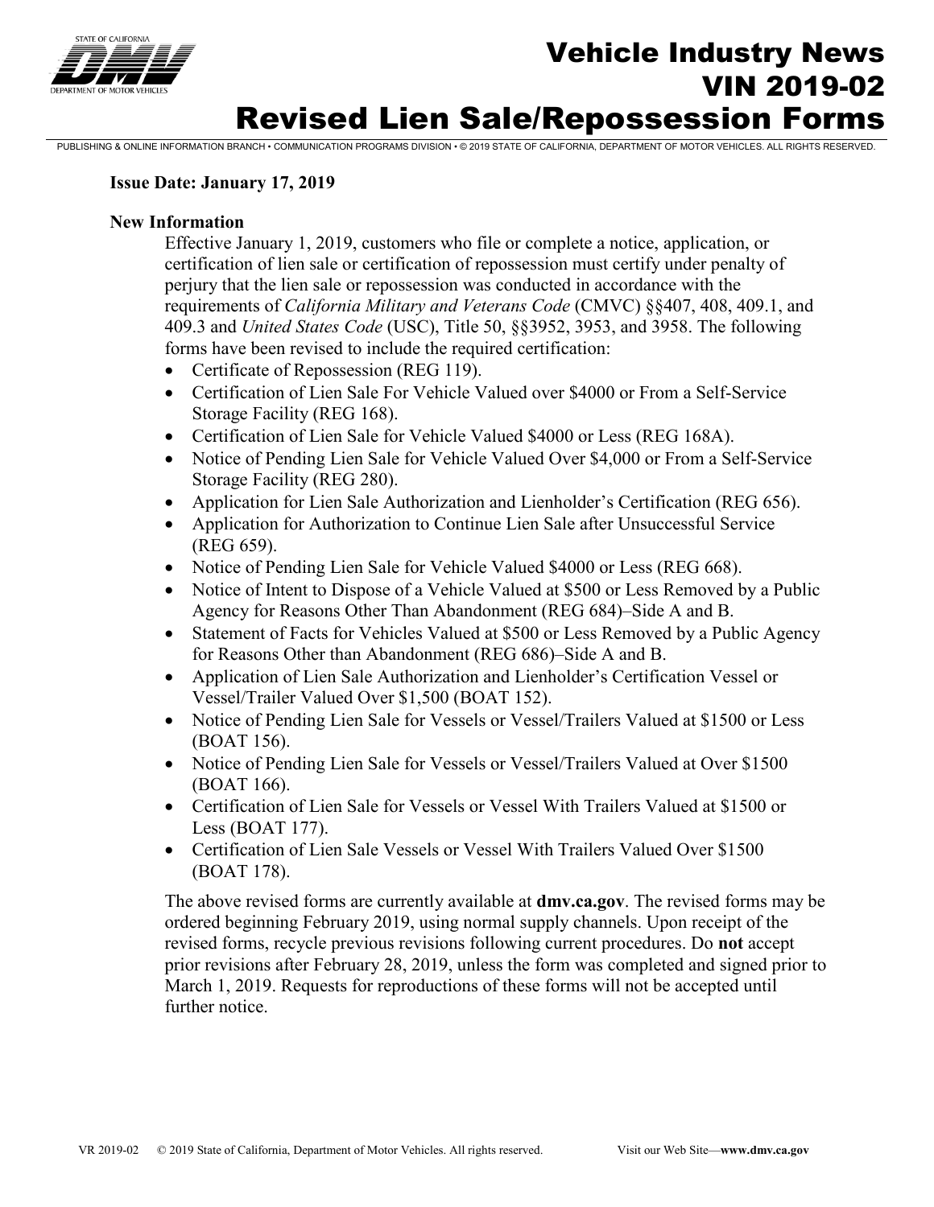# Vehicle Industry News

# VIN 2019-02

# Revised Lien Sale/Repossession Forms

PUBLISHING & ONLINE INFORMATION BRANCH • COMMUNICATION PROGRAMS DIVISION • © 2019 STATE OF CALIFORNIA, DEPARTMENT OF MOTOR VEHICLES. ALL RIGHTS RESERVED.

**Issue Date: January 17, 2019**

**New Information**

Effective January 1, 2019, customers who file or complete a notice, application, or certification of lien sale or certification of repossession must certify under penalty of perjury that the lien sale or repossession was conducted in accordance with the requirements of *California Military and Veterans Code* (CMVC) §§407, 408, 409.1, and 409.3 and *United States Code* (USC), Title 50, §§3952, 3953, and 3958. The following forms have been revised to include the required certification:

- Certificate of Repossession (REG 119).
- Certification of Lien Sale For Vehicle Valued over $4000 or From a Self-Service Storage Facility (REG 168).
- Certification of Lien Sale for Vehicle Valued $4000 or Less (REG 168A).
- Notice of Pending Lien Sale for Vehicle Valued Over $4,000 or From a Self-Service Storage Facility (REG 280).
- Application for Lien Sale Authorization and Lienholder's Certification (REG 656).
- Application for Authorization to Continue Lien Sale after Unsuccessful Service (REG 659).
- Notice of Pending Lien Sale for Vehicle Valued $4000 or Less (REG 668).
- Notice of Intent to Dispose of a Vehicle Valued at $500 or Less Removed by a Public Agency for Reasons Other Than Abandonment (REG 684)–Side A and B.
- Statement of Facts for Vehicles Valued at $500 or Less Removed by a Public Agency for Reasons Other than Abandonment (REG 686)–Side A and B.
- Application of Lien Sale Authorization and Lienholder's Certification Vessel or Vessel/Trailer Valued Over $1,500 (BOAT 152).
- Notice of Pending Lien Sale for Vessels or Vessel/Trailers Valued at $1500 or Less (BOAT 156).
- Notice of Pending Lien Sale for Vessels or Vessel/Trailers Valued at Over $1500 (BOAT 166).
- Certification of Lien Sale for Vessels or Vessel With Trailers Valued at $1500 or Less (BOAT 177).
- Certification of Lien Sale Vessels or Vessel With Trailers Valued Over $1500 (BOAT 178).

The above revised forms are currently available at **dmv.ca.gov**. The revised forms may be ordered beginning February 2019, using normal supply channels. Upon receipt of the revised forms, recycle previous revisions following current procedures. Do **not** accept prior revisions after February 28, 2019, unless the form was completed and signed prior to March 1, 2019. Requests for reproductions of these forms will not be accepted until further notice.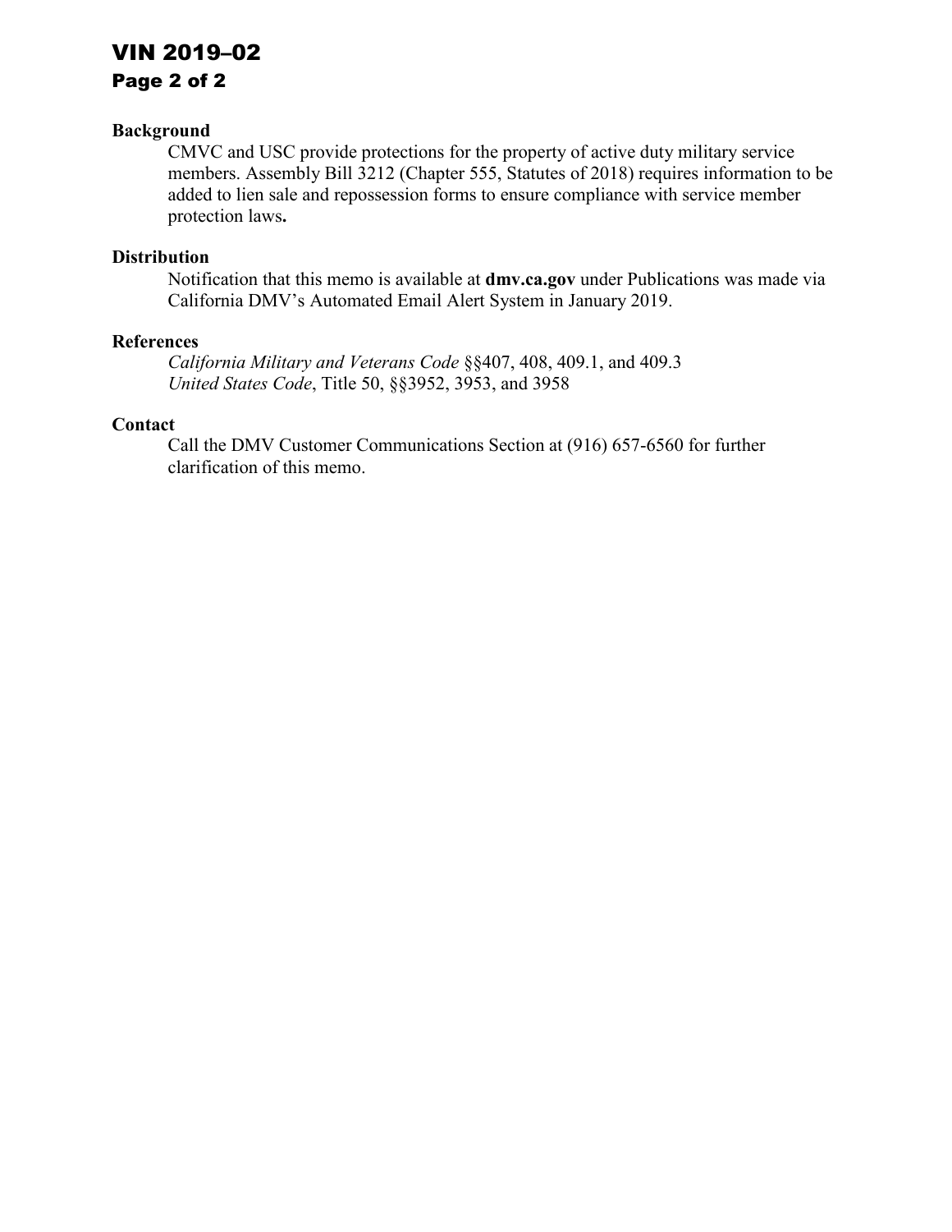## Background

CMVC and USC provide protections for the property of active duty military service members. Assembly Bill 3212 (Chapter 555, Statutes of 2018) requires information to be added to lien sale and repossession forms to ensure compliance with service member protection laws**.**

## Distribution

Notification that this memo is available at **dmv.ca.gov** under Publications was made via California DMV's Automated Email Alert System in January 2019.

## References

*California Military and Veterans Code* §§407, 408, 409.1, and 409.3
*United States Code*, Title 50, §§3952, 3953, and 3958

## Contact

Call the DMV Customer Communications Section at (916) 657-6560 for further clarification of this memo.